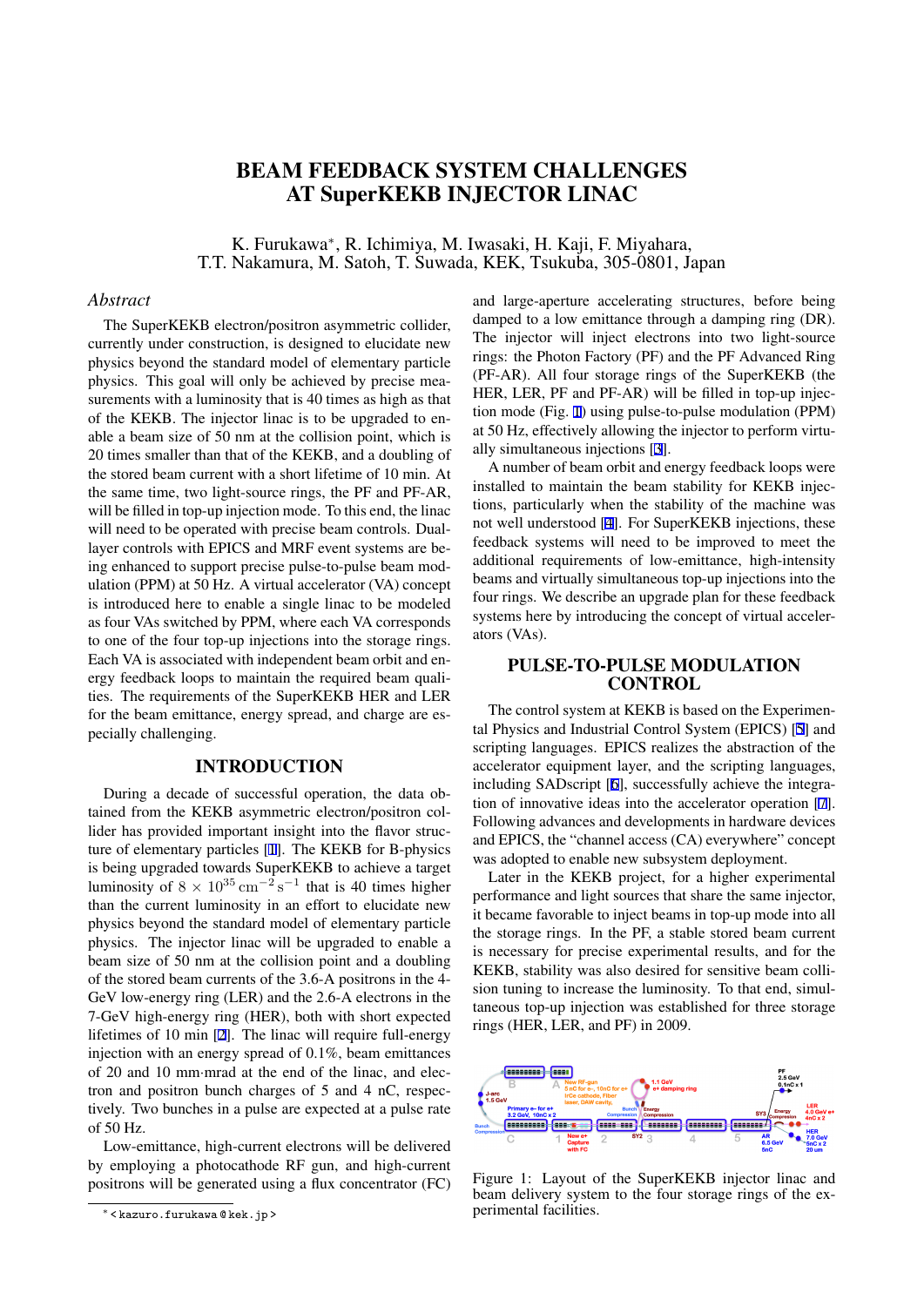# BEAM FEEDBACK SYSTEM CHALLENGES AT SuperKEKB INJECTOR LINAC

K. Furukawa*, R. Ichimiya, M. Iwasaki, H. Kaji, F. Miyahara, T.T. Nakamura, M. Satoh, T. Suwada, KEK, Tsukuba, 305-0801, Japan

## *Abstract*

The SuperKEKB electron/positron asymmetric collider, currently under construction, is designed to elucidate new physics beyond the standard model of elementary particle physics. This goal will only be achieved by precise measurements with a luminosity that is 40 times as high as that of the KEKB. The injector linac is to be upgraded to enable a beam size of 50 nm at the collision point, which is 20 times smaller than that of the KEKB, and a doubling of the stored beam current with a short lifetime of 10 min. At the same time, two light-source rings, the PF and PF-AR, will be filled in top-up injection mode. To this end, the linac will need to be operated with precise beam controls. Dual-layer controls with EPICS and MRF event systems are being enhanced to support precise pulse-to-pulse beam modulation (PPM) at 50 Hz. A virtual accelerator (VA) concept is introduced here to enable a single linac to be modeled as four VAs switched by PPM, where each VA corresponds to one of the four top-up injections into the storage rings. Each VA is associated with independent beam orbit and energy feedback loops to maintain the required beam qualities. The requirements of the SuperKEKB HER and LER for the beam emittance, energy spread, and charge are especially challenging.

## INTRODUCTION

During a decade of successful operation, the data obtained from the KEKB asymmetric electron/positron collider has provided important insight into the flavor structure of elementary particles [1]. The KEKB for B-physics is being upgraded towards SuperKEKB to achieve a target luminosity of $8 \times 10^{35}\,\mathrm{cm}^{-2}\,\mathrm{s}^{-1}$ that is 40 times higher than the current luminosity in an effort to elucidate new physics beyond the standard model of elementary particle physics. The injector linac will be upgraded to enable a beam size of 50 nm at the collision point and a doubling of the stored beam currents of the 3.6-A positrons in the 4-GeV low-energy ring (LER) and the 2.6-A electrons in the 7-GeV high-energy ring (HER), both with short expected lifetimes of 10 min [2]. The linac will require full-energy injection with an energy spread of 0.1%, beam emittances of 20 and 10 mm·mrad at the end of the linac, and electron and positron bunch charges of 5 and 4 nC, respectively. Two bunches in a pulse are expected at a pulse rate of 50 Hz.

Low-emittance, high-current electrons will be delivered by employing a photocathode RF gun, and high-current positrons will be generated using a flux concentrator (FC) and large-aperture accelerating structures, before being damped to a low emittance through a damping ring (DR). The injector will inject electrons into two light-source rings: the Photon Factory (PF) and the PF Advanced Ring (PF-AR). All four storage rings of the SuperKEKB (the HER, LER, PF and PF-AR) will be filled in top-up injection mode (Fig. 1) using pulse-to-pulse modulation (PPM) at 50 Hz, effectively allowing the injector to perform virtually simultaneous injections [3].

A number of beam orbit and energy feedback loops were installed to maintain the beam stability for KEKB injections, particularly when the stability of the machine was not well understood [4]. For SuperKEKB injections, these feedback systems will need to be improved to meet the additional requirements of low-emittance, high-intensity beams and virtually simultaneous top-up injections into the four rings. We describe an upgrade plan for these feedback systems here by introducing the concept of virtual accelerators (VAs).

## PULSE-TO-PULSE MODULATION CONTROL

The control system at KEKB is based on the Experimental Physics and Industrial Control System (EPICS) [5] and scripting languages. EPICS realizes the abstraction of the accelerator equipment layer, and the scripting languages, including SADscript [6], successfully achieve the integration of innovative ideas into the accelerator operation [7]. Following advances and developments in hardware devices and EPICS, the "channel access (CA) everywhere" concept was adopted to enable new subsystem deployment.

Later in the KEKB project, for a higher experimental performance and light sources that share the same injector, it became favorable to inject beams in top-up mode into all the storage rings. In the PF, a stable stored beam current is necessary for precise experimental results, and for the KEKB, stability was also desired for sensitive beam collision tuning to increase the luminosity. To that end, simultaneous top-up injection was established for three storage rings (HER, LER, and PF) in 2009.

Figure 1: Layout of the SuperKEKB injector linac and beam delivery system to the four storage rings of the experimental facilities.

---

* <kazuro.furukawa@kek.jp>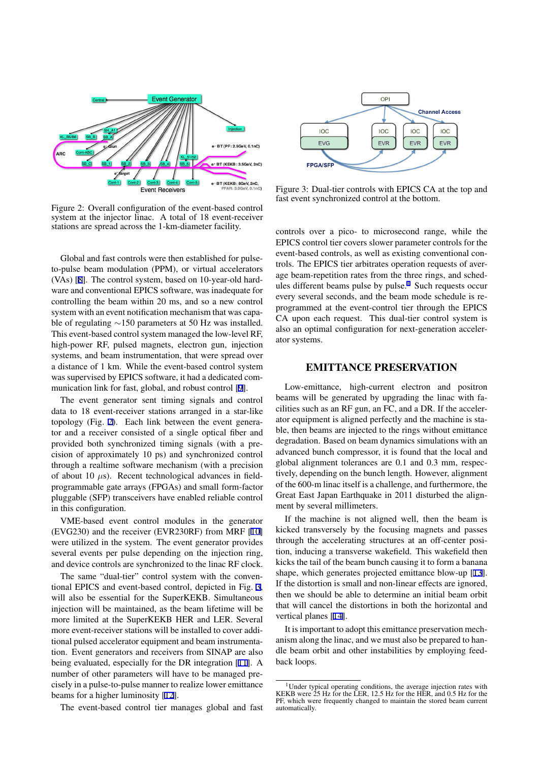Figure 2: Overall configuration of the event-based control system at the injector linac. A total of 18 event-receiver stations are spread across the 1-km-diameter facility.

Global and fast controls were then established for pulse-to-pulse beam modulation (PPM), or virtual accelerators (VAs) [8]. The control system, based on 10-year-old hardware and conventional EPICS software, was inadequate for controlling the beam within 20 ms, and so a new control system with an event notification mechanism that was capable of regulating ∼150 parameters at 50 Hz was installed. This event-based control system managed the low-level RF, high-power RF, pulsed magnets, electron gun, injection systems, and beam instrumentation, that were spread over a distance of 1 km. While the event-based control system was supervised by EPICS software, it had a dedicated communication link for fast, global, and robust control [9].

The event generator sent timing signals and control data to 18 event-receiver stations arranged in a star-like topology (Fig. 2). Each link between the event generator and a receiver consisted of a single optical fiber and provided both synchronized timing signals (with a precision of approximately 10 ps) and synchronized control through a realtime software mechanism (with a precision of about 10 $\mu$s). Recent technological advances in field-programmable gate arrays (FPGAs) and small form-factor pluggable (SFP) transceivers have enabled reliable control in this configuration.

VME-based event control modules in the generator (EVG230) and the receiver (EVR230RF) from MRF [10] were utilized in the system. The event generator provides several events per pulse depending on the injection ring, and device controls are synchronized to the linac RF clock.

The same "dual-tier" control system with the conventional EPICS and event-based control, depicted in Fig. 3, will also be essential for the SuperKEKB. Simultaneous injection will be maintained, as the beam lifetime will be more limited at the SuperKEKB HER and LER. Several more event-receiver stations will be installed to cover additional pulsed accelerator equipment and beam instrumentation. Event generators and receivers from SINAP are also being evaluated, especially for the DR integration [11]. A number of other parameters will have to be managed precisely in a pulse-to-pulse manner to realize lower emittance beams for a higher luminosity [12].

The event-based control tier manages global and fast controls over a pico- to microsecond range, while the EPICS control tier covers slower parameter controls for the event-based controls, as well as existing conventional controls. The EPICS tier arbitrates operation requests of average beam-repetition rates from the three rings, and schedules different beams pulse by pulse.[1] Such requests occur every several seconds, and the beam mode schedule is reprogrammed at the event-control tier through the EPICS CA upon each request. This dual-tier control system is also an optimal configuration for next-generation accelerator systems.

Figure 3: Dual-tier controls with EPICS CA at the top and fast event synchronized control at the bottom.

## EMITTANCE PRESERVATION

Low-emittance, high-current electron and positron beams will be generated by upgrading the linac with facilities such as an RF gun, an FC, and a DR. If the accelerator equipment is aligned perfectly and the machine is stable, then beams are injected to the rings without emittance degradation. Based on beam dynamics simulations with an advanced bunch compressor, it is found that the local and global alignment tolerances are 0.1 and 0.3 mm, respectively, depending on the bunch length. However, alignment of the 600-m linac itself is a challenge, and furthermore, the Great East Japan Earthquake in 2011 disturbed the alignment by several millimeters.

If the machine is not aligned well, then the beam is kicked transversely by the focusing magnets and passes through the accelerating structures at an off-center position, inducing a transverse wakefield. This wakefield then kicks the tail of the beam bunch causing it to form a banana shape, which generates projected emittance blow-up [13]. If the distortion is small and non-linear effects are ignored, then we should be able to determine an initial beam orbit that will cancel the distortions in both the horizontal and vertical planes [14].

It is important to adopt this emittance preservation mechanism along the linac, and we must also be prepared to handle beam orbit and other instabilities by employing feedback loops.

[1] Under typical operating conditions, the average injection rates with KEKB were 25 Hz for the LER, 12.5 Hz for the HER, and 0.5 Hz for the PF, which were frequently changed to maintain the stored beam current automatically.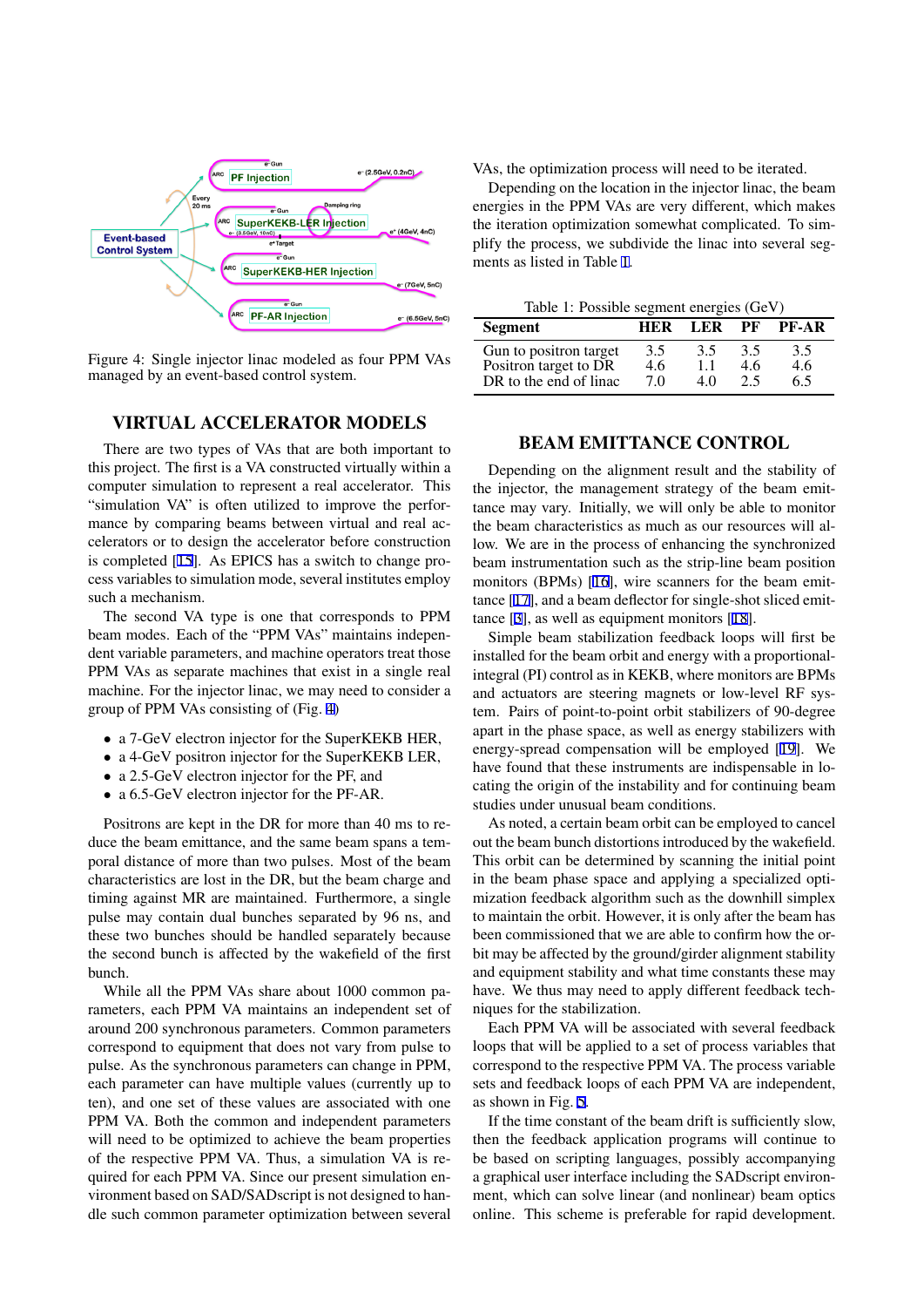Figure 4: Single injector linac modeled as four PPM VAs managed by an event-based control system.

## VIRTUAL ACCELERATOR MODELS

There are two types of VAs that are both important to this project. The first is a VA constructed virtually within a computer simulation to represent a real accelerator. This "simulation VA" is often utilized to improve the performance by comparing beams between virtual and real accelerators or to design the accelerator before construction is completed [15]. As EPICS has a switch to change process variables to simulation mode, several institutes employ such a mechanism.

The second VA type is one that corresponds to PPM beam modes. Each of the "PPM VAs" maintains independent variable parameters, and machine operators treat those PPM VAs as separate machines that exist in a single real machine. For the injector linac, we may need to consider a group of PPM VAs consisting of (Fig. 4)

- a 7-GeV electron injector for the SuperKEKB HER,
- a 4-GeV positron injector for the SuperKEKB LER,
- a 2.5-GeV electron injector for the PF, and
- a 6.5-GeV electron injector for the PF-AR.

Positrons are kept in the DR for more than 40 ms to reduce the beam emittance, and the same beam spans a temporal distance of more than two pulses. Most of the beam characteristics are lost in the DR, but the beam charge and timing against MR are maintained. Furthermore, a single pulse may contain dual bunches separated by 96 ns, and these two bunches should be handled separately because the second bunch is affected by the wakefield of the first bunch.

While all the PPM VAs share about 1000 common parameters, each PPM VA maintains an independent set of around 200 synchronous parameters. Common parameters correspond to equipment that does not vary from pulse to pulse. As the synchronous parameters can change in PPM, each parameter can have multiple values (currently up to ten), and one set of these values are associated with one PPM VA. Both the common and independent parameters will need to be optimized to achieve the beam properties of the respective PPM VA. Thus, a simulation VA is required for each PPM VA. Since our present simulation environment based on SAD/SADscript is not designed to handle such common parameter optimization between several VAs, the optimization process will need to be iterated.

Depending on the location in the injector linac, the beam energies in the PPM VAs are very different, which makes the iteration optimization somewhat complicated. To simplify the process, we subdivide the linac into several segments as listed in Table 1.

Table 1: Possible segment energies (GeV)

| Segment | HER | LER | PF | PF-AR |
|---|---|---|---|---|
| Gun to positron target | 3.5 | 3.5 | 3.5 | 3.5 |
| Positron target to DR | 4.6 | 1.1 | 4.6 | 4.6 |
| DR to the end of linac | 7.0 | 4.0 | 2.5 | 6.5 |

## BEAM EMITTANCE CONTROL

Depending on the alignment result and the stability of the injector, the management strategy of the beam emittance may vary. Initially, we will only be able to monitor the beam characteristics as much as our resources will allow. We are in the process of enhancing the synchronized beam instrumentation such as the strip-line beam position monitors (BPMs) [16], wire scanners for the beam emittance [17], and a beam deflector for single-shot sliced emittance [3], as well as equipment monitors [18].

Simple beam stabilization feedback loops will first be installed for the beam orbit and energy with a proportional-integral (PI) control as in KEKB, where monitors are BPMs and actuators are steering magnets or low-level RF systems. Pairs of point-to-point orbit stabilizers of 90-degree apart in the phase space, as well as energy stabilizers with energy-spread compensation will be employed [19]. We have found that these instruments are indispensable in locating the origin of the instability and for continuing beam studies under unusual beam conditions.

As noted, a certain beam orbit can be employed to cancel out the beam bunch distortions introduced by the wakefield. This orbit can be determined by scanning the initial point in the beam phase space and applying a specialized optimization feedback algorithm such as the downhill simplex to maintain the orbit. However, it is only after the beam has been commissioned that we are able to confirm how the orbit may be affected by the ground/girder alignment stability and equipment stability and what time constants these may have. We thus may need to apply different feedback techniques for the stabilization.

Each PPM VA will be associated with several feedback loops that will be applied to a set of process variables that correspond to the respective PPM VA. The process variable sets and feedback loops of each PPM VA are independent, as shown in Fig. 5.

If the time constant of the beam drift is sufficiently slow, then the feedback application programs will continue to be based on scripting languages, possibly accompanying a graphical user interface including the SADscript environment, which can solve linear (and nonlinear) beam optics online. This scheme is preferable for rapid development.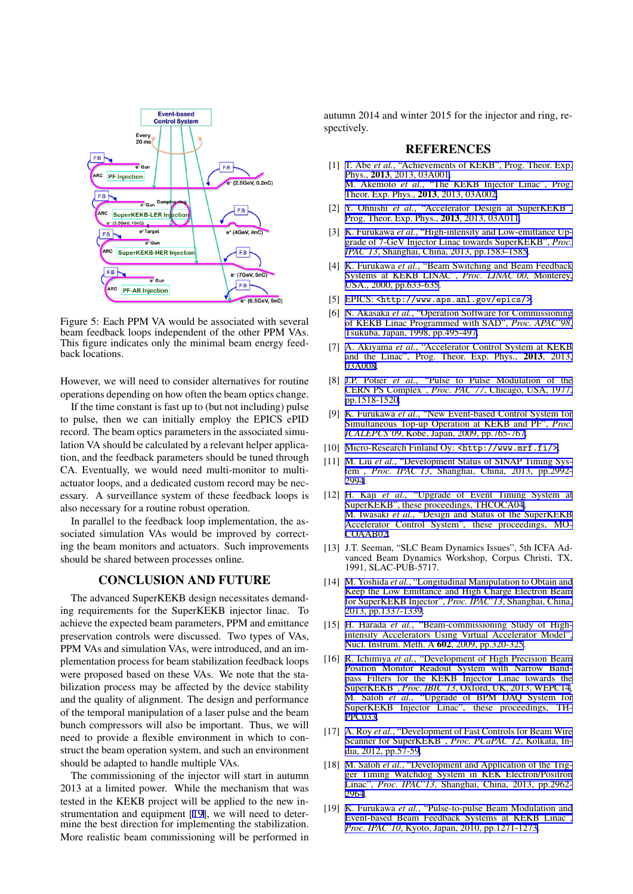Event-based Control System

Every 20 ms

F.B

ARC PF Injection

e⁻ Gun

F.B

e⁻ (2.5GeV, 0.2nC)

F.B

e⁻ Gun Damping ring

ARC SuperKEKB-LER Injection

e⁻ (3.5GeV, 10nC)

F.B

e⁺ (4GeV, 4nC)

F.B

e⁺ Target

e⁻ Gun

ARC SuperKEKB-HER Injection

F.B

F.B

e⁻ (7GeV, 5nC)

e⁻ Gun

ARC PF-AR Injection

F.B

e⁻ (6.5GeV, 5nC)

Figure 5: Each PPM VA would be associated with several beam feedback loops independent of the other PPM VAs. This figure indicates only the minimal beam energy feedback locations.

However, we will need to consider alternatives for routine operations depending on how often the beam optics change.

If the time constant is fast up to (but not including) pulse to pulse, then we can initially employ the EPICS ePID record. The beam optics parameters in the associated simulation VA should be calculated by a relevant helper application, and the feedback parameters should be tuned through CA. Eventually, we would need multi-monitor to multi-actuator loops, and a dedicated custom record may be necessary. A surveillance system of these feedback loops is also necessary for a routine robust operation.

In parallel to the feedback loop implementation, the associated simulation VAs would be improved by correcting the beam monitors and actuators. Such improvements should be shared between processes online.

## CONCLUSION AND FUTURE

The advanced SuperKEKB design necessitates demanding requirements for the SuperKEKB injector linac. To achieve the expected beam parameters, PPM and emittance preservation controls were discussed. Two types of VAs, PPM VAs and simulation VAs, were introduced, and an implementation process for beam stabilization feedback loops were proposed based on these VAs. We note that the stabilization process may be affected by the device stability and the quality of alignment. The design and performance of the temporal manipulation of a laser pulse and the beam bunch compressors will also be important. Thus, we will need to provide a flexible environment in which to construct the beam operation system, and such an environment should be adapted to handle multiple VAs.

The commissioning of the injector will start in autumn 2013 at a limited power. While the mechanism that was tested in the KEKB project will be applied to the new instrumentation and equipment [19], we will need to determine the best direction for implementing the stabilization. More realistic beam commissioning will be performed in autumn 2014 and winter 2015 for the injector and ring, respectively.

## REFERENCES

[1] T. Abe *et al.*, "Achievements of KEKB", Prog. Theor. Exp. Phys., **2013**, 2013, 03A001.
M. Akemoto *et al.*, "The KEKB Injector Linac", Prog. Theor. Exp. Phys., **2013**, 2013, 03A002.

[2] Y. Ohnishi *et al.*, "Accelerator Design at SuperKEKB", Prog. Theor. Exp. Phys., **2013**, 2013, 03A011.

[3] K. Furukawa *et al.*, "High-intensity and Low-emittance Upgrade of 7-GeV Injector Linac towards SuperKEKB", *Proc. IPAC'13*, Shanghai, China, 2013, pp.1583-1585.

[4] K. Furukawa *et al.*, "Beam Switching and Beam Feedback Systems at KEKB LINAC", *Proc. LINAC'00*, Monterey, USA., 2000, pp.633-635.

[5] EPICS: <http://www.aps.anl.gov/epics/>.

[6] N. Akasaka *et al.*, "Operation Software for Commissioning of KEKB Linac Programmed with SAD", *Proc. APAC'98*, Tsukuba, Japan, 1998, pp.495-497.

[7] A. Akiyama *et al.*, "Accelerator Control System at KEKB and the Linac", Prog. Theor. Exp. Phys., **2013**, 2013, 03A008.

[8] J.P. Potier *et al.*, "Pulse to Pulse Modulation of the CERN PS Complex", *Proc. PAC'77*, Chicago, USA, 1977, pp.1518-1520.

[9] K. Furukawa *et al.*, "New Event-based Control System for Simultaneous Top-up Operation at KEKB and PF", *Proc. ICALEPCS'09*, Kobe, Japan, 2009, pp.765-767.

[10] Micro-Research Finland Oy: <http://www.mrf.fi/>.

[11] M. Liu *et al.*, "Development Status of SINAP Timing System", *Proc. IPAC'13*, Shanghai, China, 2013, pp.2992-2994.

[12] H. Kaji *et al.*, "Upgrade of Event Timing System at SuperKEKB", these proceedings, THCOCA04.
M. Iwasaki *et al.*, "Design and Status of the SuperKEKB Accelerator Control System", these proceedings, MOCOAAB02.

[13] J.T. Seeman, "SLC Beam Dynamics Issues", 5th ICFA Advanced Beam Dynamics Workshop, Corpus Christi, TX, 1991, SLAC-PUB-5717.

[14] M. Yoshida *et al.*, "Longitudinal Manipulation to Obtain and Keep the Low Emittance and High Charge Electron Beam for SuperKEKB Injector", *Proc. IPAC'13*, Shanghai, China, 2013, pp.1337-1339.

[15] H. Harada *et al.*, "Beam-commissioning Study of High-intensity Accelerators Using Virtual Accelerator Model", Nucl. Instrum. Meth. A **602**, 2009, pp.320-325.

[16] R. Ichimiya *et al.*, "Development of High Precision Beam Position Monitor Readout System with Narrow Bandpass Filters for the KEKB Injector Linac towards the SuperKEKB", *Proc. IBIC'13*, Oxford, UK, 2013, WEPC14.
M. Satoh *et al.*, "Upgrade of BPM DAQ System for SuperKEKB Injector Linac", these proceedings, TH-PPC033.

[17] A. Roy *et al.*, "Development of Fast Controls for Beam Wire Scanner for SuperKEKB", *Proc. PCaPAC'12*, Kolkata, India, 2012, pp.57-59.

[18] M. Satoh *et al.*, "Development and Application of the Trigger Timing Watchdog System in KEK Electron/Positron Linac", *Proc. IPAC'13*, Shanghai, China, 2013, pp.2962-2964.

[19] K. Furukawa *et al.*, "Pulse-to-pulse Beam Modulation and Event-based Beam Feedback Systems at KEKB Linac", *Proc. IPAC'10*, Kyoto, Japan, 2010, pp.1271-1273.